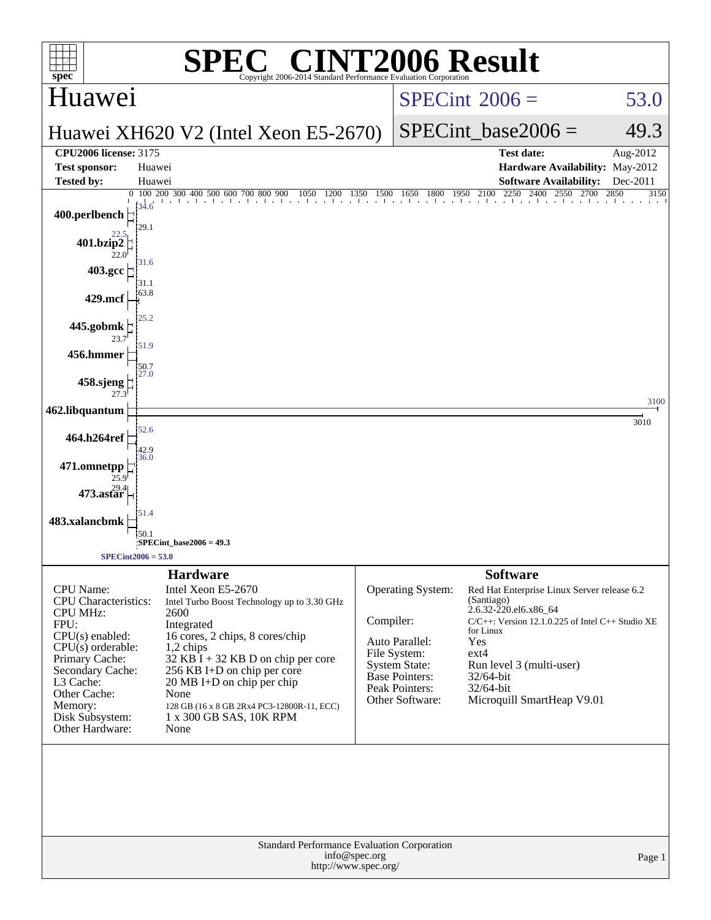# SPEC® CINT2006 Result

Copyright 2006-2014 Standard Performance Evaluation Corporation

## Huawei

Huawei XH620 V2 (Intel Xeon E5-2670)

SPECint 2006 = 53.0

SPECint_base2006 = 49.3

| | | | |
|---|---|---|---|
| **CPU2006 license:** 3175 | | **Test date:** | Aug-2012 |
| **Test sponsor:** | Huawei | **Hardware Availability:** | May-2012 |
| **Tested by:** | Huawei | **Software Availability:** | Dec-2011 |

0 100 200 300 400 500 600 700 800 900 1050 1200 1350 1500 1650 1800 1950 2100 2250 2400 2550 2700 2850 3150

400.perlbench 34.6 29.1
401.bzip2 22.5 22.0
403.gcc 31.6 31.1
429.mcf 63.8
445.gobmk 25.2 23.7
456.hmmer 51.9 50.7
458.sjeng 27.0 27.3
462.libquantum 3100 3010
464.h264ref 52.6 42.9
471.omnetpp 36.0 25.9
473.astar 29.4
483.xalancbmk 51.4 50.1

SPECint_base2006 = 49.3
SPECint2006 = 53.0

### Hardware

| | |
|---|---|
| CPU Name: | Intel Xeon E5-2670 |
| CPU Characteristics: | Intel Turbo Boost Technology up to 3.30 GHz |
| CPU MHz: | 2600 |
| FPU: | Integrated |
| CPU(s) enabled: | 16 cores, 2 chips, 8 cores/chip |
| CPU(s) orderable: | 1,2 chips |
| Primary Cache: | 32 KB I + 32 KB D on chip per core |
| Secondary Cache: | 256 KB I+D on chip per core |
| L3 Cache: | 20 MB I+D on chip per chip |
| Other Cache: | None |
| Memory: | 128 GB (16 x 8 GB 2Rx4 PC3-12800R-11, ECC) |
| Disk Subsystem: | 1 x 300 GB SAS, 10K RPM |
| Other Hardware: | None |

### Software

| | |
|---|---|
| Operating System: | Red Hat Enterprise Linux Server release 6.2 (Santiago) 2.6.32-220.el6.x86_64 |
| Compiler: | C/C++: Version 12.1.0.225 of Intel C++ Studio XE for Linux |
| Auto Parallel: | Yes |
| File System: | ext4 |
| System State: | Run level 3 (multi-user) |
| Base Pointers: | 32/64-bit |
| Peak Pointers: | 32/64-bit |
| Other Software: | Microquill SmartHeap V9.01 |

Standard Performance Evaluation Corporation
info@spec.org
http://www.spec.org/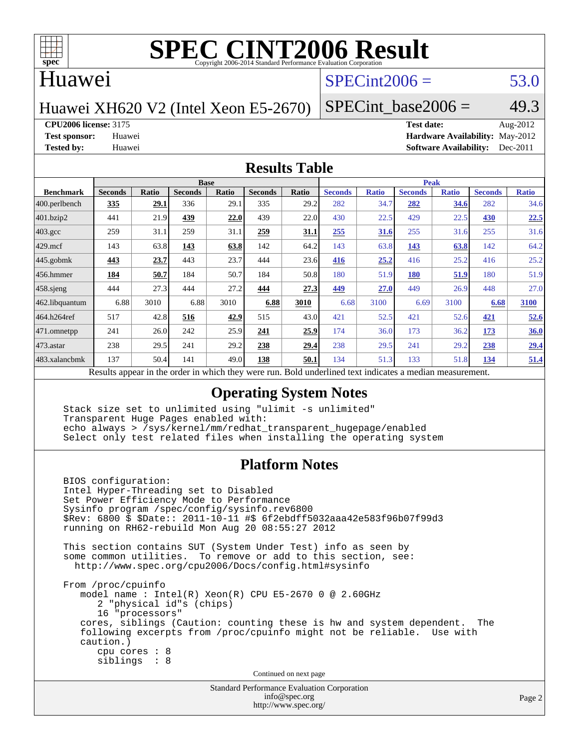# SPEC CINT2006 Result

Copyright 2006-2014 Standard Performance Evaluation Corporation

## Huawei

Huawei XH620 V2 (Intel Xeon E5-2670)

SPECint2006 = 53.0

SPECint_base2006 = 49.3

**CPU2006 license:** 3175
**Test sponsor:** Huawei
**Tested by:** Huawei

**Test date:** Aug-2012
**Hardware Availability:** May-2012
**Software Availability:** Dec-2011

## Results Table

| Benchmark | Base | | | | | | Peak | | | | | |
|---|---|---|---|---|---|---|---|---|---|---|---|---|
| | Seconds | Ratio | Seconds | Ratio | Seconds | Ratio | Seconds | Ratio | Seconds | Ratio | Seconds | Ratio |
| 400.perlbench | **335** | **29.1** | 336 | 29.1 | 335 | 29.2 | 282 | 34.7 | **282** | **34.6** | 282 | 34.6 |
| 401.bzip2 | 441 | 21.9 | **439** | **22.0** | 439 | 22.0 | 430 | 22.5 | 429 | 22.5 | **430** | **22.5** |
| 403.gcc | 259 | 31.1 | 259 | 31.1 | **259** | **31.1** | **255** | **31.6** | 255 | 31.6 | 255 | 31.6 |
| 429.mcf | 143 | 63.8 | **143** | **63.8** | 142 | 64.2 | 143 | 63.8 | **143** | **63.8** | 142 | 64.2 |
| 445.gobmk | **443** | **23.7** | 443 | 23.7 | 444 | 23.6 | **416** | **25.2** | 416 | 25.2 | 416 | 25.2 |
| 456.hmmer | **184** | **50.7** | 184 | 50.7 | 184 | 50.8 | 180 | 51.9 | **180** | **51.9** | 180 | 51.9 |
| 458.sjeng | 444 | 27.3 | 444 | 27.2 | **444** | **27.3** | **449** | **27.0** | 449 | 26.9 | 448 | 27.0 |
| 462.libquantum | 6.88 | 3010 | 6.88 | 3010 | **6.88** | **3010** | 6.68 | 3100 | 6.69 | 3100 | **6.68** | **3100** |
| 464.h264ref | 517 | 42.8 | **516** | **42.9** | 515 | 43.0 | 421 | 52.5 | 421 | 52.6 | **421** | **52.6** |
| 471.omnetpp | 241 | 26.0 | 242 | 25.9 | **241** | **25.9** | 174 | 36.0 | 173 | 36.2 | **173** | **36.0** |
| 473.astar | 238 | 29.5 | 241 | 29.2 | **238** | **29.4** | 238 | 29.5 | 241 | 29.2 | **238** | **29.4** |
| 483.xalancbmk | 137 | 50.4 | 141 | 49.0 | **138** | **50.1** | 134 | 51.3 | 133 | 51.8 | **134** | **51.4** |

Results appear in the order in which they were run. Bold underlined text indicates a median measurement.

## Operating System Notes

```
Stack size set to unlimited using "ulimit -s unlimited"
Transparent Huge Pages enabled with:
echo always > /sys/kernel/mm/redhat_transparent_hugepage/enabled
Select only test related files when installing the operating system
```

## Platform Notes

```
BIOS configuration:
Intel Hyper-Threading set to Disabled
Set Power Efficiency Mode to Performance
Sysinfo program /spec/config/sysinfo.rev6800
$Rev: 6800 $ $Date:: 2011-10-11 #$ 6f2ebdff5032aaa42e583f96b07f99d3
running on RH62-rebuild Mon Aug 20 08:55:27 2012

This section contains SUT (System Under Test) info as seen by
some common utilities.  To remove or add to this section, see:
  http://www.spec.org/cpu2006/Docs/config.html#sysinfo

From /proc/cpuinfo
   model name : Intel(R) Xeon(R) CPU E5-2670 0 @ 2.60GHz
      2 "physical id"s (chips)
      16 "processors"
   cores, siblings (Caution: counting these is hw and system dependent.  The
   following excerpts from /proc/cpuinfo might not be reliable.  Use with
   caution.)
      cpu cores : 8
      siblings  : 8
```

Continued on next page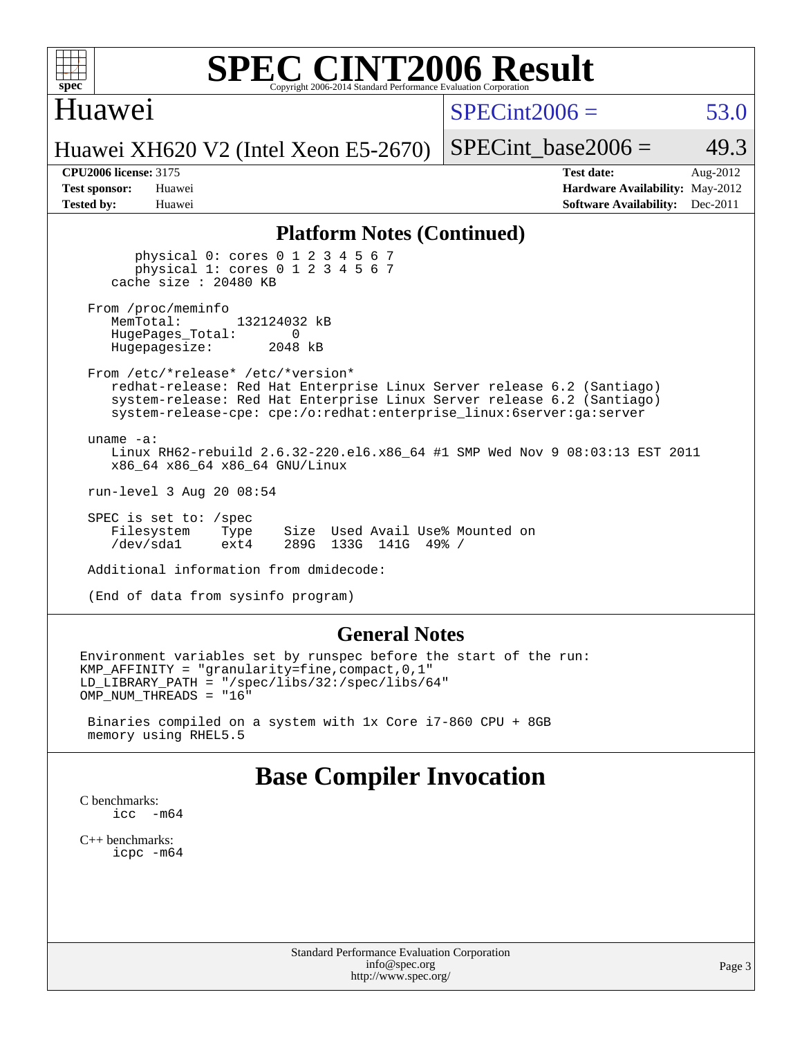## Platform Notes (Continued)

```
        physical 0: cores 0 1 2 3 4 5 6 7
        physical 1: cores 0 1 2 3 4 5 6 7
    cache size : 20480 KB

 From /proc/meminfo
    MemTotal:       132124032 kB
    HugePages_Total:        0
    Hugepagesize:        2048 kB

 From /etc/*release* /etc/*version*
    redhat-release: Red Hat Enterprise Linux Server release 6.2 (Santiago)
    system-release: Red Hat Enterprise Linux Server release 6.2 (Santiago)
    system-release-cpe: cpe:/o:redhat:enterprise_linux:6server:ga:server

 uname -a:
    Linux RH62-rebuild 2.6.32-220.el6.x86_64 #1 SMP Wed Nov 9 08:03:13 EST 2011
    x86_64 x86_64 x86_64 GNU/Linux

 run-level 3 Aug 20 08:54

 SPEC is set to: /spec
    Filesystem    Type    Size  Used Avail Use% Mounted on
    /dev/sda1     ext4    289G  133G  141G  49% /

 Additional information from dmidecode:

 (End of data from sysinfo program)
```

## General Notes

```
Environment variables set by runspec before the start of the run:
KMP_AFFINITY = "granularity=fine,compact,0,1"
LD_LIBRARY_PATH = "/spec/libs/32:/spec/libs/64"
OMP_NUM_THREADS = "16"

 Binaries compiled on a system with 1x Core i7-860 CPU + 8GB
 memory using RHEL5.5
```

# Base Compiler Invocation

C benchmarks:
  icc -m64

C++ benchmarks:
  icpc -m64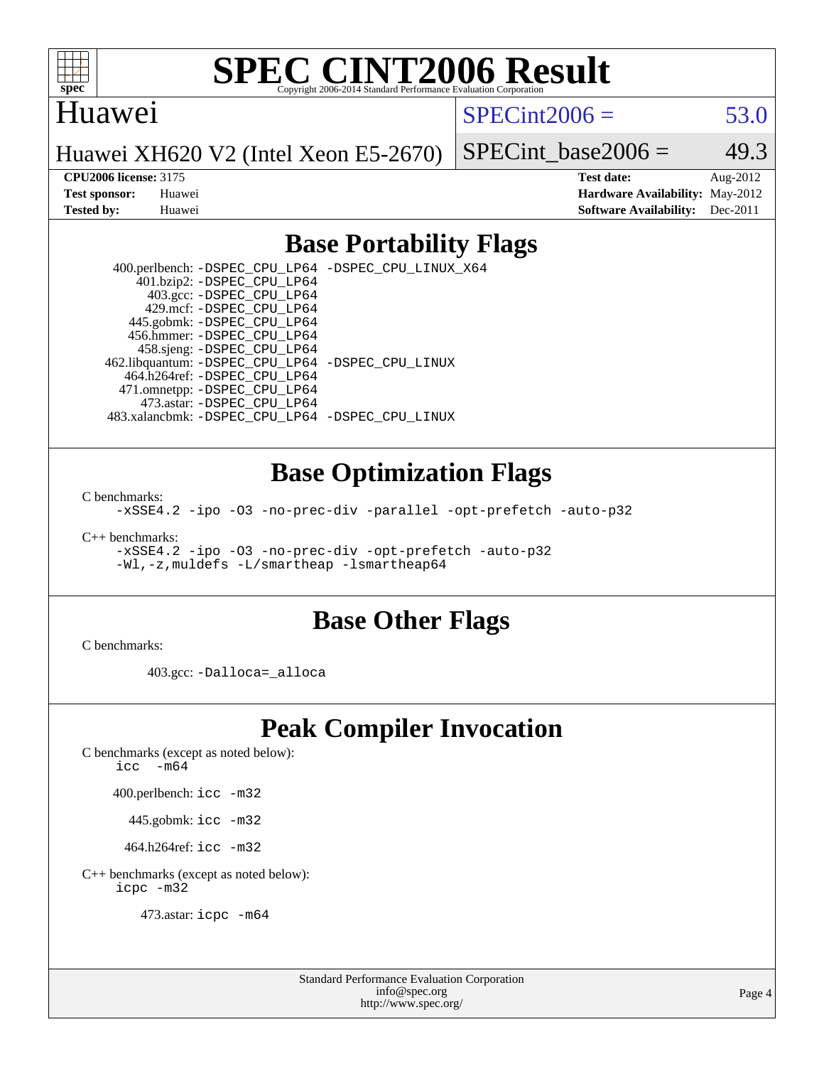# SPEC CINT2006 Result

Copyright 2006-2014 Standard Performance Evaluation Corporation

## Huawei

Huawei XH620 V2 (Intel Xeon E5-2670)

SPECint2006 = 53.0

SPECint_base2006 = 49.3

**CPU2006 license:** 3175
**Test sponsor:** Huawei
**Tested by:** Huawei

**Test date:** Aug-2012
**Hardware Availability:** May-2012
**Software Availability:** Dec-2011

## Base Portability Flags

400.perlbench: -DSPEC_CPU_LP64 -DSPEC_CPU_LINUX_X64
401.bzip2: -DSPEC_CPU_LP64
403.gcc: -DSPEC_CPU_LP64
429.mcf: -DSPEC_CPU_LP64
445.gobmk: -DSPEC_CPU_LP64
456.hmmer: -DSPEC_CPU_LP64
458.sjeng: -DSPEC_CPU_LP64
462.libquantum: -DSPEC_CPU_LP64 -DSPEC_CPU_LINUX
464.h264ref: -DSPEC_CPU_LP64
471.omnetpp: -DSPEC_CPU_LP64
473.astar: -DSPEC_CPU_LP64
483.xalancbmk: -DSPEC_CPU_LP64 -DSPEC_CPU_LINUX

## Base Optimization Flags

C benchmarks:
-xSSE4.2 -ipo -O3 -no-prec-div -parallel -opt-prefetch -auto-p32

C++ benchmarks:
-xSSE4.2 -ipo -O3 -no-prec-div -opt-prefetch -auto-p32
-Wl,-z,muldefs -L/smartheap -lsmartheap64

## Base Other Flags

C benchmarks:

403.gcc: -Dalloca=_alloca

## Peak Compiler Invocation

C benchmarks (except as noted below):
icc -m64

400.perlbench: icc -m32

445.gobmk: icc -m32

464.h264ref: icc -m32

C++ benchmarks (except as noted below):
icpc -m32

473.astar: icpc -m64

Standard Performance Evaluation Corporation
info@spec.org
http://www.spec.org/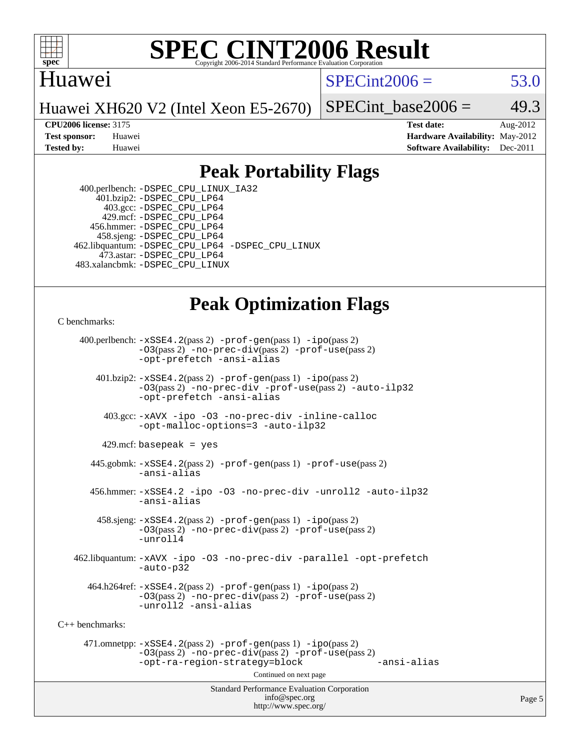# SPEC CINT2006 Result

Copyright 2006-2014 Standard Performance Evaluation Corporation

## Huawei

Huawei XH620 V2 (Intel Xeon E5-2670)

SPECint2006 = 53.0

SPECint_base2006 = 49.3

**CPU2006 license:** 3175
**Test sponsor:** Huawei
**Tested by:** Huawei

**Test date:** Aug-2012
**Hardware Availability:** May-2012
**Software Availability:** Dec-2011

## Peak Portability Flags

400.perlbench: -DSPEC_CPU_LINUX_IA32
401.bzip2: -DSPEC_CPU_LP64
403.gcc: -DSPEC_CPU_LP64
429.mcf: -DSPEC_CPU_LP64
456.hmmer: -DSPEC_CPU_LP64
458.sjeng: -DSPEC_CPU_LP64
462.libquantum: -DSPEC_CPU_LP64 -DSPEC_CPU_LINUX
473.astar: -DSPEC_CPU_LP64
483.xalancbmk: -DSPEC_CPU_LINUX

## Peak Optimization Flags

C benchmarks:

400.perlbench: -xSSE4.2(pass 2) -prof-gen(pass 1) -ipo(pass 2) -O3(pass 2) -no-prec-div(pass 2) -prof-use(pass 2) -opt-prefetch -ansi-alias

401.bzip2: -xSSE4.2(pass 2) -prof-gen(pass 1) -ipo(pass 2) -O3(pass 2) -no-prec-div -prof-use(pass 2) -auto-ilp32 -opt-prefetch -ansi-alias

403.gcc: -xAVX -ipo -O3 -no-prec-div -inline-calloc -opt-malloc-options=3 -auto-ilp32

429.mcf: basepeak = yes

445.gobmk: -xSSE4.2(pass 2) -prof-gen(pass 1) -prof-use(pass 2) -ansi-alias

456.hmmer: -xSSE4.2 -ipo -O3 -no-prec-div -unroll2 -auto-ilp32 -ansi-alias

458.sjeng: -xSSE4.2(pass 2) -prof-gen(pass 1) -ipo(pass 2) -O3(pass 2) -no-prec-div(pass 2) -prof-use(pass 2) -unroll4

462.libquantum: -xAVX -ipo -O3 -no-prec-div -parallel -opt-prefetch -auto-p32

464.h264ref: -xSSE4.2(pass 2) -prof-gen(pass 1) -ipo(pass 2) -O3(pass 2) -no-prec-div(pass 2) -prof-use(pass 2) -unroll2 -ansi-alias

C++ benchmarks:

471.omnetpp: -xSSE4.2(pass 2) -prof-gen(pass 1) -ipo(pass 2) -O3(pass 2) -no-prec-div(pass 2) -prof-use(pass 2) -opt-ra-region-strategy=block -ansi-alias

Continued on next page

Standard Performance Evaluation Corporation
info@spec.org
http://www.spec.org/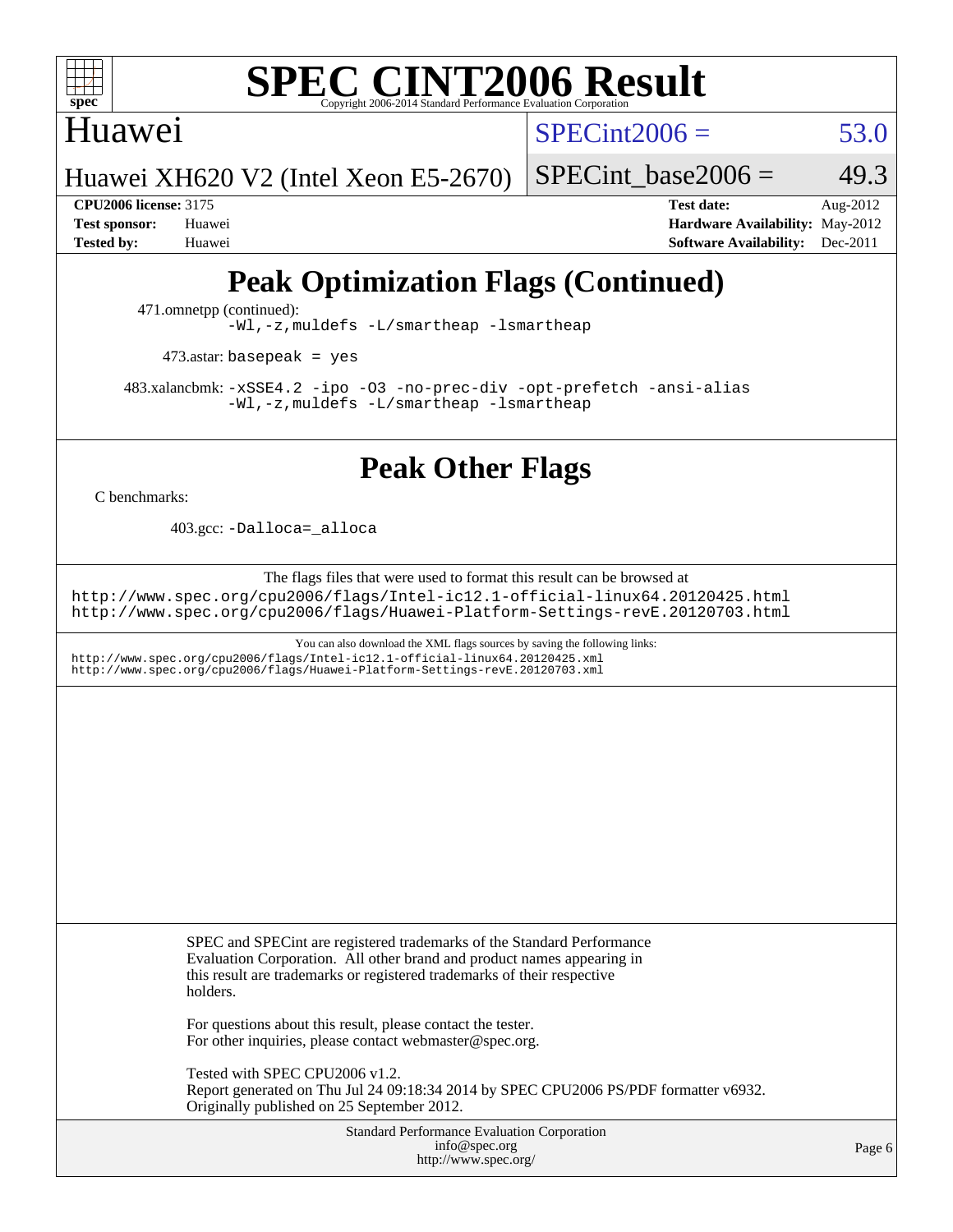# Peak Optimization Flags (Continued)

471.omnetpp (continued):
-Wl,-z,muldefs -L/smartheap -lsmartheap

473.astar: basepeak = yes

483.xalancbmk: -xSSE4.2 -ipo -O3 -no-prec-div -opt-prefetch -ansi-alias
-Wl,-z,muldefs -L/smartheap -lsmartheap

# Peak Other Flags

C benchmarks:

403.gcc: -Dalloca=_alloca

The flags files that were used to format this result can be browsed at
http://www.spec.org/cpu2006/flags/Intel-ic12.1-official-linux64.20120425.html
http://www.spec.org/cpu2006/flags/Huawei-Platform-Settings-revE.20120703.html

You can also download the XML flags sources by saving the following links:
http://www.spec.org/cpu2006/flags/Intel-ic12.1-official-linux64.20120425.xml
http://www.spec.org/cpu2006/flags/Huawei-Platform-Settings-revE.20120703.xml

SPEC and SPECint are registered trademarks of the Standard Performance Evaluation Corporation. All other brand and product names appearing in this result are trademarks or registered trademarks of their respective holders.

For questions about this result, please contact the tester.
For other inquiries, please contact webmaster@spec.org.

Tested with SPEC CPU2006 v1.2.
Report generated on Thu Jul 24 09:18:34 2014 by SPEC CPU2006 PS/PDF formatter v6932.
Originally published on 25 September 2012.